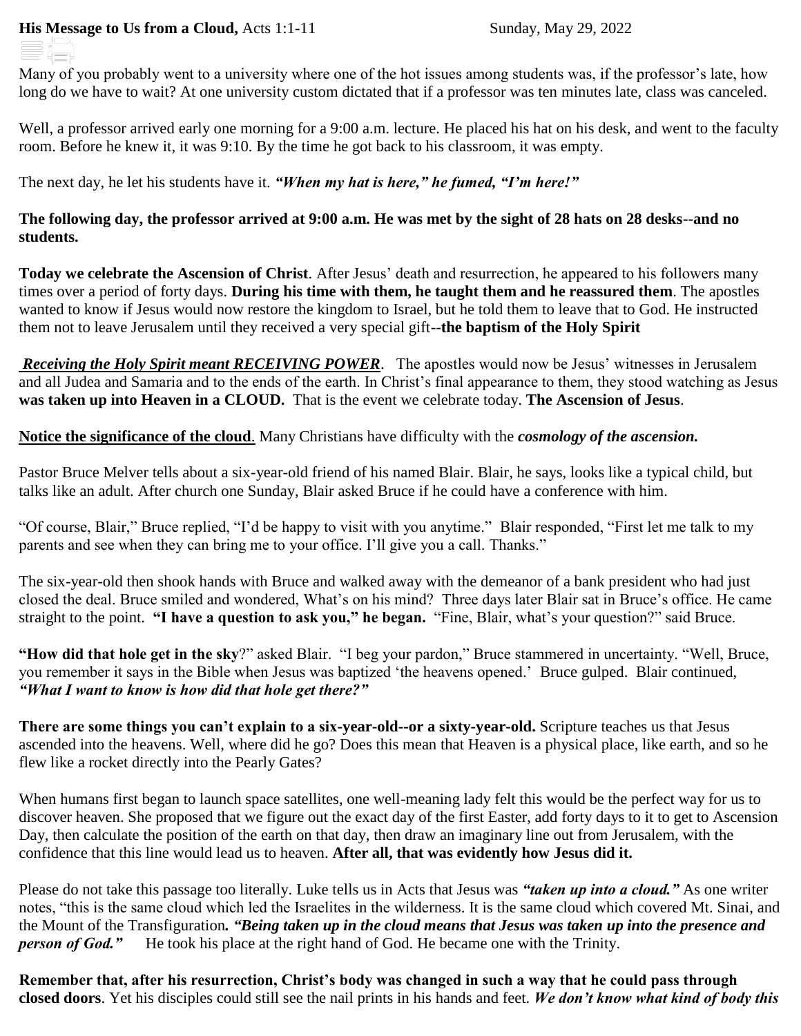**His Message to Us from a Cloud,** Acts 1:1-11 Sunday, May 29, 2022

Many of you probably went to a university where one of the hot issues among students was, if the professor's late, how long do we have to wait? At one university custom dictated that if a professor was ten minutes late, class was canceled.

Well, a professor arrived early one morning for a 9:00 a.m. lecture. He placed his hat on his desk, and went to the faculty room. Before he knew it, it was 9:10. By the time he got back to his classroom, it was empty.

The next day, he let his students have it. ***"When my hat is here," he fumed, "I'm here!"***

**The following day, the professor arrived at 9:00 a.m. He was met by the sight of 28 hats on 28 desks--and no students.**

**Today we celebrate the Ascension of Christ**. After Jesus' death and resurrection, he appeared to his followers many times over a period of forty days. **During his time with them, he taught them and he reassured them**. The apostles wanted to know if Jesus would now restore the kingdom to Israel, but he told them to leave that to God. He instructed them not to leave Jerusalem until they received a very special gift--**the baptism of the Holy Spirit**

***Receiving the Holy Spirit meant RECEIVING POWER***. The apostles would now be Jesus' witnesses in Jerusalem and all Judea and Samaria and to the ends of the earth. In Christ's final appearance to them, they stood watching as Jesus **was taken up into Heaven in a CLOUD.** That is the event we celebrate today. **The Ascension of Jesus**.

**Notice the significance of the cloud**. Many Christians have difficulty with the ***cosmology of the ascension.***

Pastor Bruce Melver tells about a six-year-old friend of his named Blair. Blair, he says, looks like a typical child, but talks like an adult. After church one Sunday, Blair asked Bruce if he could have a conference with him.

"Of course, Blair," Bruce replied, "I'd be happy to visit with you anytime." Blair responded, "First let me talk to my parents and see when they can bring me to your office. I'll give you a call. Thanks."

The six-year-old then shook hands with Bruce and walked away with the demeanor of a bank president who had just closed the deal. Bruce smiled and wondered, What's on his mind? Three days later Blair sat in Bruce's office. He came straight to the point. **"I have a question to ask you," he began.** "Fine, Blair, what's your question?" said Bruce.

**"How did that hole get in the sky**?" asked Blair. "I beg your pardon," Bruce stammered in uncertainty. "Well, Bruce, you remember it says in the Bible when Jesus was baptized 'the heavens opened.' Bruce gulped. Blair continued, ***"What I want to know is how did that hole get there?"***

**There are some things you can't explain to a six-year-old--or a sixty-year-old.** Scripture teaches us that Jesus ascended into the heavens. Well, where did he go? Does this mean that Heaven is a physical place, like earth, and so he flew like a rocket directly into the Pearly Gates?

When humans first began to launch space satellites, one well-meaning lady felt this would be the perfect way for us to discover heaven. She proposed that we figure out the exact day of the first Easter, add forty days to it to get to Ascension Day, then calculate the position of the earth on that day, then draw an imaginary line out from Jerusalem, with the confidence that this line would lead us to heaven. **After all, that was evidently how Jesus did it.**

Please do not take this passage too literally. Luke tells us in Acts that Jesus was ***"taken up into a cloud."*** As one writer notes, "this is the same cloud which led the Israelites in the wilderness. It is the same cloud which covered Mt. Sinai, and the Mount of the Transfiguration***. "Being taken up in the cloud means that Jesus was taken up into the presence and person of God."*** He took his place at the right hand of God. He became one with the Trinity.

**Remember that, after his resurrection, Christ's body was changed in such a way that he could pass through closed doors**. Yet his disciples could still see the nail prints in his hands and feet. ***We don't know what kind of body this***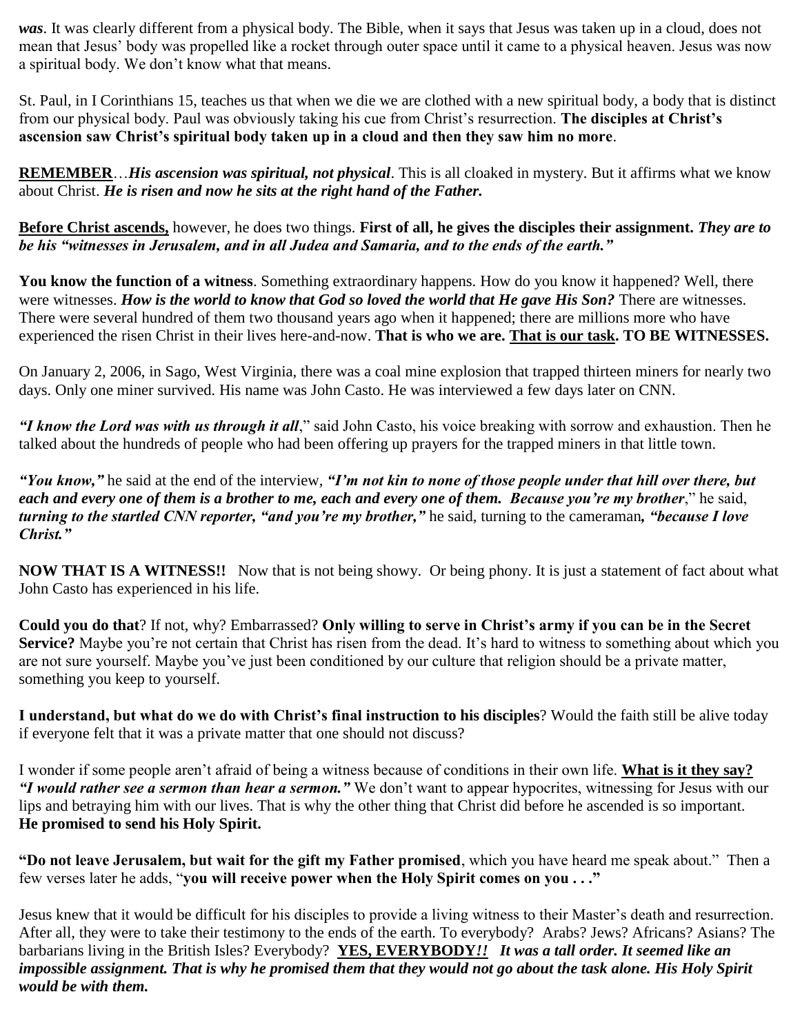*was*. It was clearly different from a physical body. The Bible, when it says that Jesus was taken up in a cloud, does not mean that Jesus' body was propelled like a rocket through outer space until it came to a physical heaven. Jesus was now a spiritual body. We don't know what that means.

St. Paul, in I Corinthians 15, teaches us that when we die we are clothed with a new spiritual body, a body that is distinct from our physical body. Paul was obviously taking his cue from Christ's resurrection. **The disciples at Christ's ascension saw Christ's spiritual body taken up in a cloud and then they saw him no more**.

**REMEMBER**…***His ascension was spiritual, not physical***. This is all cloaked in mystery. But it affirms what we know about Christ. ***He is risen and now he sits at the right hand of the Father.***

**Before Christ ascends,** however, he does two things. **First of all, he gives the disciples their assignment.** ***They are to be his "witnesses in Jerusalem, and in all Judea and Samaria, and to the ends of the earth."***

**You know the function of a witness**. Something extraordinary happens. How do you know it happened? Well, there were witnesses. ***How is the world to know that God so loved the world that He gave His Son?*** There are witnesses. There were several hundred of them two thousand years ago when it happened; there are millions more who have experienced the risen Christ in their lives here-and-now. **That is who we are. That is our task. TO BE WITNESSES.**

On January 2, 2006, in Sago, West Virginia, there was a coal mine explosion that trapped thirteen miners for nearly two days. Only one miner survived. His name was John Casto. He was interviewed a few days later on CNN.

***"I know the Lord was with us through it all***," said John Casto, his voice breaking with sorrow and exhaustion. Then he talked about the hundreds of people who had been offering up prayers for the trapped miners in that little town.

***"You know,"*** he said at the end of the interview, ***"I'm not kin to none of those people under that hill over there, but each and every one of them is a brother to me, each and every one of them. Because you're my brother***," he said, ***turning to the startled CNN reporter, "and you're my brother,"*** he said, turning to the cameraman***, "because I love Christ."***

**NOW THAT IS A WITNESS!!** Now that is not being showy. Or being phony. It is just a statement of fact about what John Casto has experienced in his life.

**Could you do that**? If not, why? Embarrassed? **Only willing to serve in Christ's army if you can be in the Secret Service?** Maybe you're not certain that Christ has risen from the dead. It's hard to witness to something about which you are not sure yourself. Maybe you've just been conditioned by our culture that religion should be a private matter, something you keep to yourself.

**I understand, but what do we do with Christ's final instruction to his disciples**? Would the faith still be alive today if everyone felt that it was a private matter that one should not discuss?

I wonder if some people aren't afraid of being a witness because of conditions in their own life. **What is it they say?** ***"I would rather see a sermon than hear a sermon."*** We don't want to appear hypocrites, witnessing for Jesus with our lips and betraying him with our lives. That is why the other thing that Christ did before he ascended is so important. **He promised to send his Holy Spirit.**

**"Do not leave Jerusalem, but wait for the gift my Father promised**, which you have heard me speak about." Then a few verses later he adds, "**you will receive power when the Holy Spirit comes on you . . ."**

Jesus knew that it would be difficult for his disciples to provide a living witness to their Master's death and resurrection. After all, they were to take their testimony to the ends of the earth. To everybody? Arabs? Jews? Africans? Asians? The barbarians living in the British Isles? Everybody? **YES, EVERYBODY*!!*** ***It was a tall order. It seemed like an impossible assignment. That is why he promised them that they would not go about the task alone. His Holy Spirit would be with them.***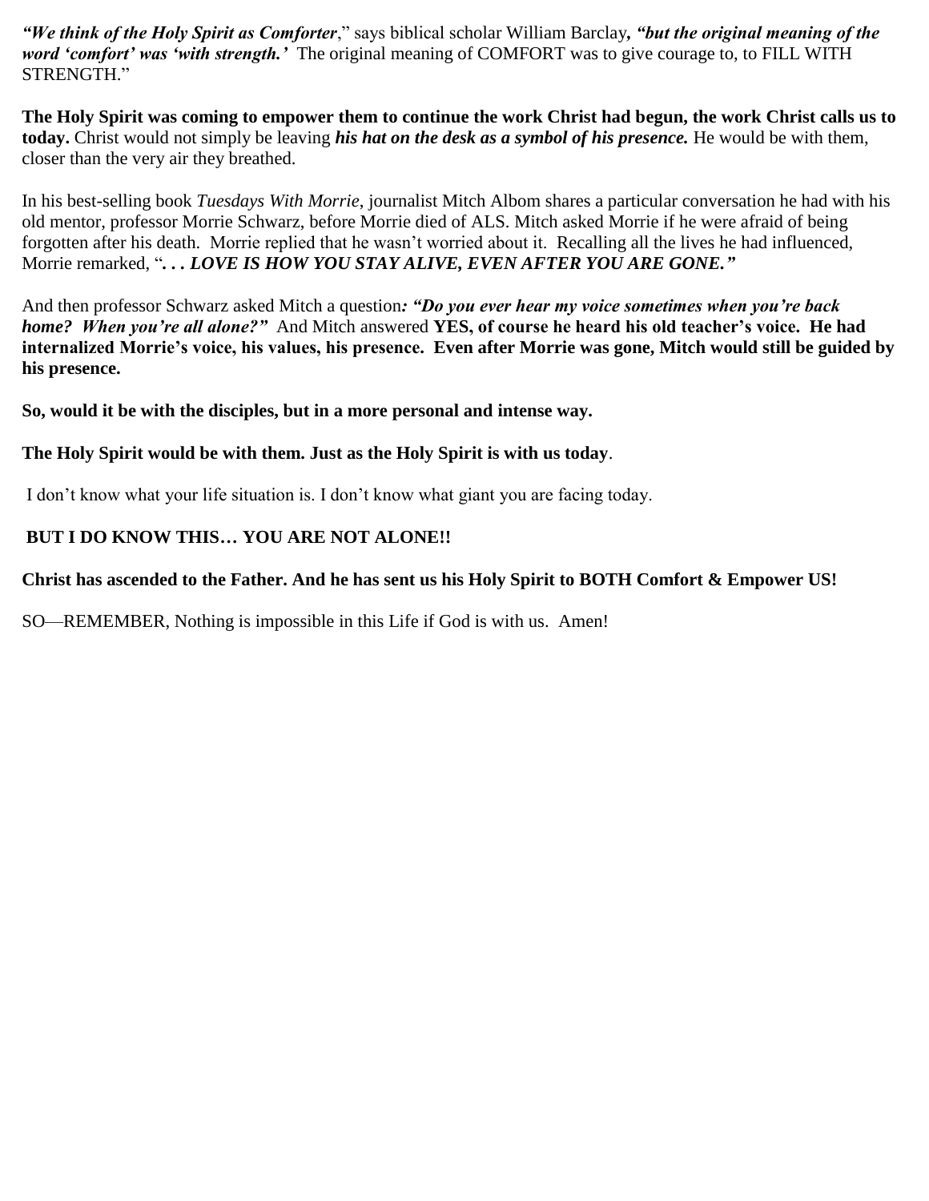***"We think of the Holy Spirit as Comforter***," says biblical scholar William Barclay***, "but the original meaning of the word 'comfort' was 'with strength.'*** The original meaning of COMFORT was to give courage to, to FILL WITH STRENGTH."

**The Holy Spirit was coming to empower them to continue the work Christ had begun, the work Christ calls us to today.** Christ would not simply be leaving ***his hat on the desk as a symbol of his presence.*** He would be with them, closer than the very air they breathed.

In his best-selling book *Tuesdays With Morrie*, journalist Mitch Albom shares a particular conversation he had with his old mentor, professor Morrie Schwarz, before Morrie died of ALS. Mitch asked Morrie if he were afraid of being forgotten after his death. Morrie replied that he wasn't worried about it. Recalling all the lives he had influenced, Morrie remarked, "***. . . LOVE IS HOW YOU STAY ALIVE, EVEN AFTER YOU ARE GONE."***

And then professor Schwarz asked Mitch a question***: "Do you ever hear my voice sometimes when you're back home? When you're all alone?"*** And Mitch answered **YES, of course he heard his old teacher's voice. He had internalized Morrie's voice, his values, his presence. Even after Morrie was gone, Mitch would still be guided by his presence.**

**So, would it be with the disciples, but in a more personal and intense way.**

**The Holy Spirit would be with them. Just as the Holy Spirit is with us today**.

I don't know what your life situation is. I don't know what giant you are facing today.

**BUT I DO KNOW THIS… YOU ARE NOT ALONE!!**

**Christ has ascended to the Father. And he has sent us his Holy Spirit to BOTH Comfort & Empower US!**

SO—REMEMBER, Nothing is impossible in this Life if God is with us. Amen!